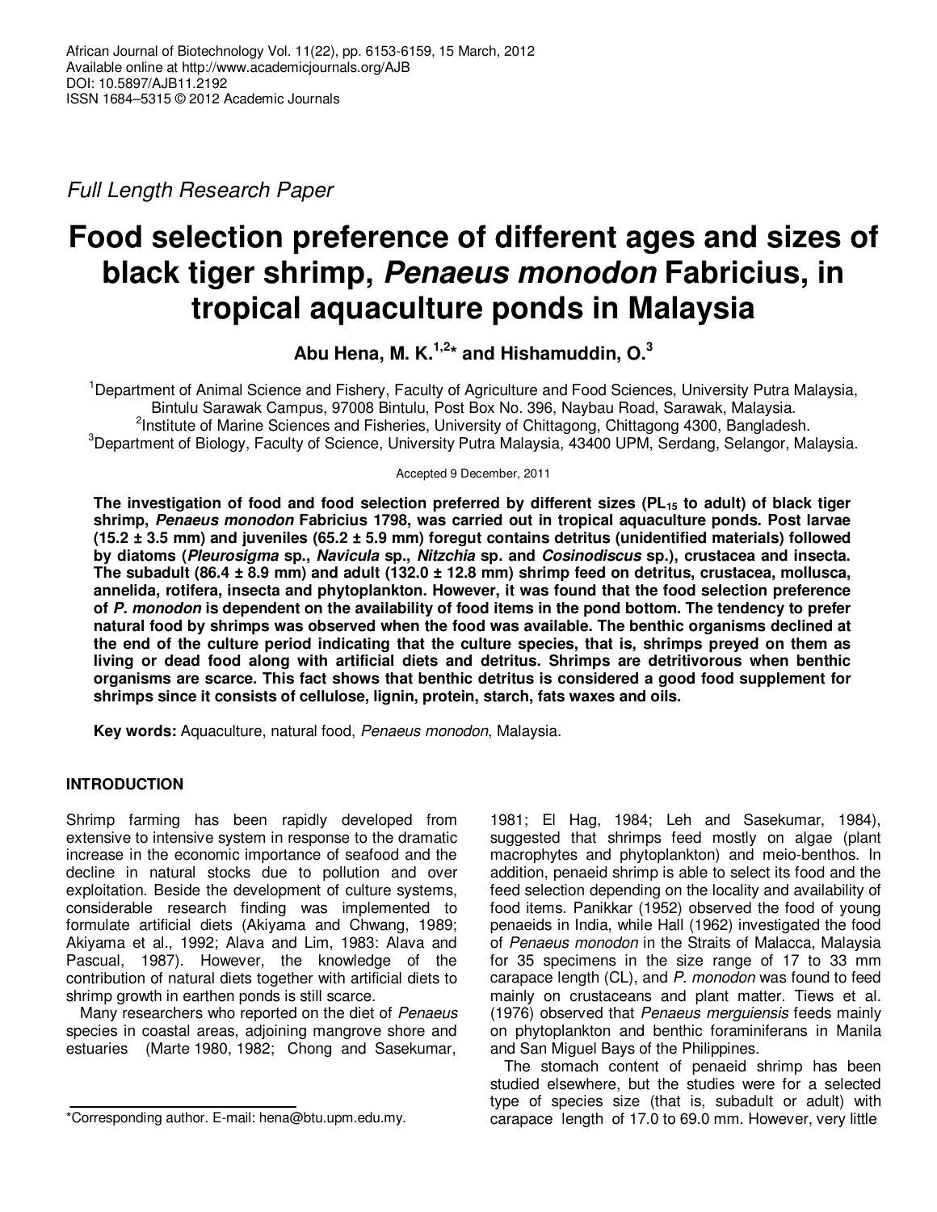Full Length Research Paper

# Food selection preference of different ages and sizes of black tiger shrimp, *Penaeus monodon* Fabricius, in tropical aquaculture ponds in Malaysia

**Abu Hena, M. K.[1,2]* and Hishamuddin, O.[3]**

[1]Department of Animal Science and Fishery, Faculty of Agriculture and Food Sciences, University Putra Malaysia, Bintulu Sarawak Campus, 97008 Bintulu, Post Box No. 396, Naybau Road, Sarawak, Malaysia.
[2]Institute of Marine Sciences and Fisheries, University of Chittagong, Chittagong 4300, Bangladesh.
[3]Department of Biology, Faculty of Science, University Putra Malaysia, 43400 UPM, Serdang, Selangor, Malaysia.

Accepted 9 December, 2011

**The investigation of food and food selection preferred by different sizes ($PL_{15}$ to adult) of black tiger shrimp, *Penaeus monodon* Fabricius 1798, was carried out in tropical aquaculture ponds. Post larvae (15.2 ± 3.5 mm) and juveniles (65.2 ± 5.9 mm) foregut contains detritus (unidentified materials) followed by diatoms (*Pleurosigma* sp., *Navicula* sp., *Nitzchia* sp. and *Cosinodiscus* sp.), crustacea and insecta. The subadult (86.4 ± 8.9 mm) and adult (132.0 ± 12.8 mm) shrimp feed on detritus, crustacea, mollusca, annelida, rotifera, insecta and phytoplankton. However, it was found that the food selection preference of *P. monodon* is dependent on the availability of food items in the pond bottom. The tendency to prefer natural food by shrimps was observed when the food was available. The benthic organisms declined at the end of the culture period indicating that the culture species, that is, shrimps preyed on them as living or dead food along with artificial diets and detritus. Shrimps are detritivorous when benthic organisms are scarce. This fact shows that benthic detritus is considered a good food supplement for shrimps since it consists of cellulose, lignin, protein, starch, fats waxes and oils.**

**Key words:** Aquaculture, natural food, *Penaeus monodon*, Malaysia.

## INTRODUCTION

Shrimp farming has been rapidly developed from extensive to intensive system in response to the dramatic increase in the economic importance of seafood and the decline in natural stocks due to pollution and over exploitation. Beside the development of culture systems, considerable research finding was implemented to formulate artificial diets (Akiyama and Chwang, 1989; Akiyama et al., 1992; Alava and Lim, 1983: Alava and Pascual, 1987). However, the knowledge of the contribution of natural diets together with artificial diets to shrimp growth in earthen ponds is still scarce.

Many researchers who reported on the diet of *Penaeus* species in coastal areas, adjoining mangrove shore and estuaries (Marte 1980, 1982; Chong and Sasekumar, 1981; El Hag, 1984; Leh and Sasekumar, 1984), suggested that shrimps feed mostly on algae (plant macrophytes and phytoplankton) and meio-benthos. In addition, penaeid shrimp is able to select its food and the feed selection depending on the locality and availability of food items. Panikkar (1952) observed the food of young penaeids in India, while Hall (1962) investigated the food of *Penaeus monodon* in the Straits of Malacca, Malaysia for 35 specimens in the size range of 17 to 33 mm carapace length (CL), and *P. monodon* was found to feed mainly on crustaceans and plant matter. Tiews et al. (1976) observed that *Penaeus merguiensis* feeds mainly on phytoplankton and benthic foraminiferans in Manila and San Miguel Bays of the Philippines.

The stomach content of penaeid shrimp has been studied elsewhere, but the studies were for a selected type of species size (that is, subadult or adult) with carapace length of 17.0 to 69.0 mm. However, very little

*Corresponding author. E-mail: hena@btu.upm.edu.my.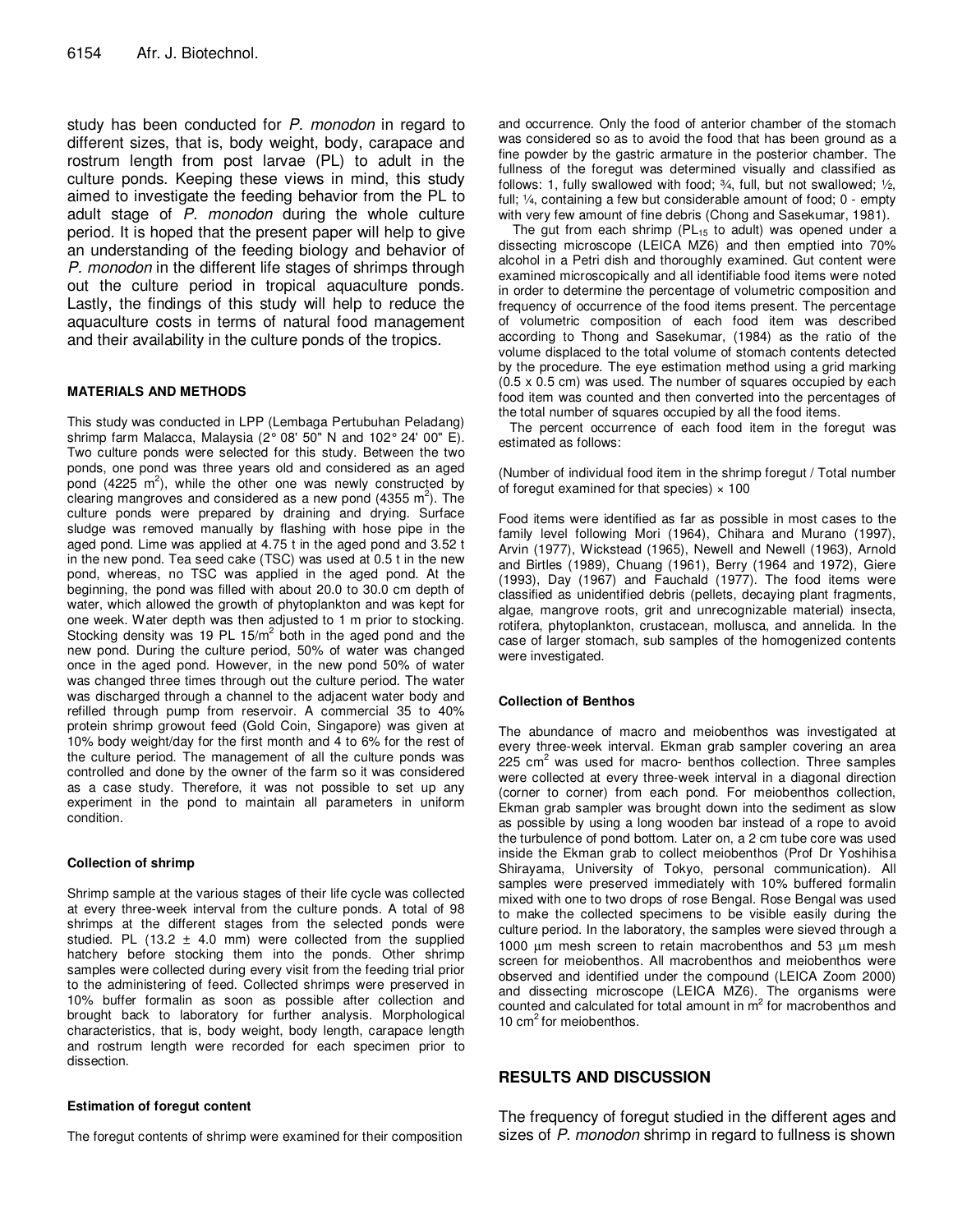study has been conducted for *P. monodon* in regard to different sizes, that is, body weight, body, carapace and rostrum length from post larvae (PL) to adult in the culture ponds. Keeping these views in mind, this study aimed to investigate the feeding behavior from the PL to adult stage of *P. monodon* during the whole culture period. It is hoped that the present paper will help to give an understanding of the feeding biology and behavior of *P. monodon* in the different life stages of shrimps through out the culture period in tropical aquaculture ponds. Lastly, the findings of this study will help to reduce the aquaculture costs in terms of natural food management and their availability in the culture ponds of the tropics.

## MATERIALS AND METHODS

This study was conducted in LPP (Lembaga Pertubuhan Peladang) shrimp farm Malacca, Malaysia (2° 08' 50" N and 102° 24' 00" E). Two culture ponds were selected for this study. Between the two ponds, one pond was three years old and considered as an aged pond (4225 $m^2$), while the other one was newly constructed by clearing mangroves and considered as a new pond (4355 $m^2$). The culture ponds were prepared by draining and drying. Surface sludge was removed manually by flashing with hose pipe in the aged pond. Lime was applied at 4.75 t in the aged pond and 3.52 t in the new pond. Tea seed cake (TSC) was used at 0.5 t in the new pond, whereas, no TSC was applied in the aged pond. At the beginning, the pond was filled with about 20.0 to 30.0 cm depth of water, which allowed the growth of phytoplankton and was kept for one week. Water depth was then adjusted to 1 m prior to stocking. Stocking density was 19 PL 15/$m^2$ both in the aged pond and the new pond. During the culture period, 50% of water was changed once in the aged pond. However, in the new pond 50% of water was changed three times through out the culture period. The water was discharged through a channel to the adjacent water body and refilled through pump from reservoir. A commercial 35 to 40% protein shrimp growout feed (Gold Coin, Singapore) was given at 10% body weight/day for the first month and 4 to 6% for the rest of the culture period. The management of all the culture ponds was controlled and done by the owner of the farm so it was considered as a case study. Therefore, it was not possible to set up any experiment in the pond to maintain all parameters in uniform condition.

### Collection of shrimp

Shrimp sample at the various stages of their life cycle was collected at every three-week interval from the culture ponds. A total of 98 shrimps at the different stages from the selected ponds were studied. PL (13.2 ± 4.0 mm) were collected from the supplied hatchery before stocking them into the ponds. Other shrimp samples were collected during every visit from the feeding trial prior to the administering of feed. Collected shrimps were preserved in 10% buffer formalin as soon as possible after collection and brought back to laboratory for further analysis. Morphological characteristics, that is, body weight, body length, carapace length and rostrum length were recorded for each specimen prior to dissection.

### Estimation of foregut content

The foregut contents of shrimp were examined for their composition and occurrence. Only the food of anterior chamber of the stomach was considered so as to avoid the food that has been ground as a fine powder by the gastric armature in the posterior chamber. The fullness of the foregut was determined visually and classified as follows: 1, fully swallowed with food; ¾, full, but not swallowed; ½, full; ¼, containing a few but considerable amount of food; 0 - empty with very few amount of fine debris (Chong and Sasekumar, 1981).

The gut from each shrimp ($PL_{15}$ to adult) was opened under a dissecting microscope (LEICA MZ6) and then emptied into 70% alcohol in a Petri dish and thoroughly examined. Gut content were examined microscopically and all identifiable food items were noted in order to determine the percentage of volumetric composition and frequency of occurrence of the food items present. The percentage of volumetric composition of each food item was described according to Thong and Sasekumar, (1984) as the ratio of the volume displaced to the total volume of stomach contents detected by the procedure. The eye estimation method using a grid marking (0.5 x 0.5 cm) was used. The number of squares occupied by each food item was counted and then converted into the percentages of the total number of squares occupied by all the food items.

The percent occurrence of each food item in the foregut was estimated as follows:

(Number of individual food item in the shrimp foregut / Total number of foregut examined for that species) × 100

Food items were identified as far as possible in most cases to the family level following Mori (1964), Chihara and Murano (1997), Arvin (1977), Wickstead (1965), Newell and Newell (1963), Arnold and Birtles (1989), Chuang (1961), Berry (1964 and 1972), Giere (1993), Day (1967) and Fauchald (1977). The food items were classified as unidentified debris (pellets, decaying plant fragments, algae, mangrove roots, grit and unrecognizable material) insecta, rotifera, phytoplankton, crustacean, mollusca, and annelida. In the case of larger stomach, sub samples of the homogenized contents were investigated.

### Collection of Benthos

The abundance of macro and meiobenthos was investigated at every three-week interval. Ekman grab sampler covering an area 225 $cm^2$ was used for macro- benthos collection. Three samples were collected at every three-week interval in a diagonal direction (corner to corner) from each pond. For meiobenthos collection, Ekman grab sampler was brought down into the sediment as slow as possible by using a long wooden bar instead of a rope to avoid the turbulence of pond bottom. Later on, a 2 cm tube core was used inside the Ekman grab to collect meiobenthos (Prof Dr Yoshihisa Shirayama, University of Tokyo, personal communication). All samples were preserved immediately with 10% buffered formalin mixed with one to two drops of rose Bengal. Rose Bengal was used to make the collected specimens to be visible easily during the culture period. In the laboratory, the samples were sieved through a 1000 µm mesh screen to retain macrobenthos and 53 µm mesh screen for meiobenthos. All macrobenthos and meiobenthos were observed and identified under the compound (LEICA Zoom 2000) and dissecting microscope (LEICA MZ6). The organisms were counted and calculated for total amount in $m^2$ for macrobenthos and 10 $cm^2$ for meiobenthos.

## RESULTS AND DISCUSSION

The frequency of foregut studied in the different ages and sizes of *P. monodon* shrimp in regard to fullness is shown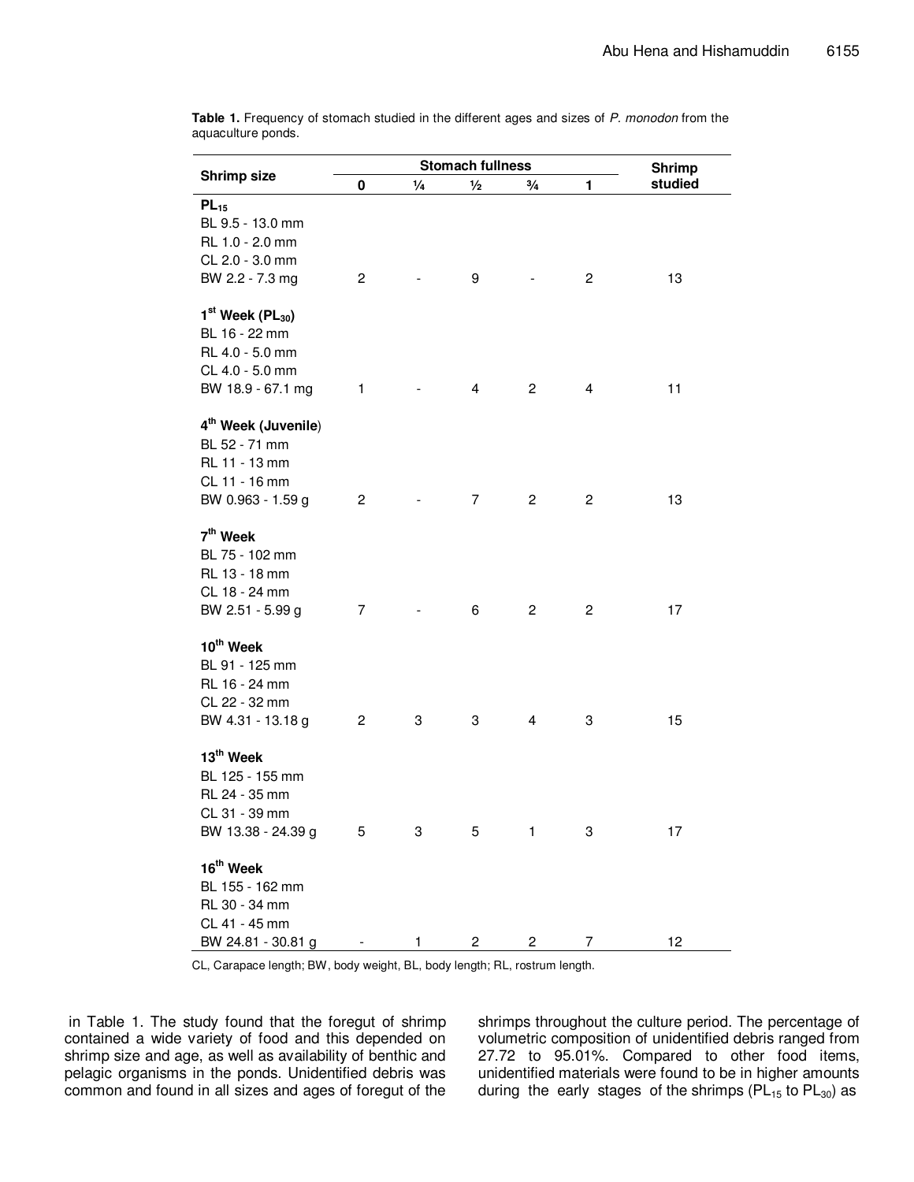**Table 1.** Frequency of stomach studied in the different ages and sizes of *P. monodon* from the aquaculture ponds.

| Shrimp size | Stomach fullness | | | | | Shrimp studied |
|---|---|---|---|---|---|---|
| | 0 | ¼ | ½ | ¾ | 1 | |
| **$PL_{15}$**<br>BL 9.5 - 13.0 mm<br>RL 1.0 - 2.0 mm<br>CL 2.0 - 3.0 mm<br>BW 2.2 - 7.3 mg | 2 | - | 9 | - | 2 | 13 |
| **1st Week ($PL_{30}$)**<br>BL 16 - 22 mm<br>RL 4.0 - 5.0 mm<br>CL 4.0 - 5.0 mm<br>BW 18.9 - 67.1 mg | 1 | - | 4 | 2 | 4 | 11 |
| **4th Week (Juvenile)**<br>BL 52 - 71 mm<br>RL 11 - 13 mm<br>CL 11 - 16 mm<br>BW 0.963 - 1.59 g | 2 | - | 7 | 2 | 2 | 13 |
| **7th Week**<br>BL 75 - 102 mm<br>RL 13 - 18 mm<br>CL 18 - 24 mm<br>BW 2.51 - 5.99 g | 7 | - | 6 | 2 | 2 | 17 |
| **10th Week**<br>BL 91 - 125 mm<br>RL 16 - 24 mm<br>CL 22 - 32 mm<br>BW 4.31 - 13.18 g | 2 | 3 | 3 | 4 | 3 | 15 |
| **13th Week**<br>BL 125 - 155 mm<br>RL 24 - 35 mm<br>CL 31 - 39 mm<br>BW 13.38 - 24.39 g | 5 | 3 | 5 | 1 | 3 | 17 |
| **16th Week**<br>BL 155 - 162 mm<br>RL 30 - 34 mm<br>CL 41 - 45 mm<br>BW 24.81 - 30.81 g | - | 1 | 2 | 2 | 7 | 12 |

CL, Carapace length; BW, body weight, BL, body length; RL, rostrum length.

in Table 1. The study found that the foregut of shrimp contained a wide variety of food and this depended on shrimp size and age, as well as availability of benthic and pelagic organisms in the ponds. Unidentified debris was common and found in all sizes and ages of foregut of the shrimps throughout the culture period. The percentage of volumetric composition of unidentified debris ranged from 27.72 to 95.01%. Compared to other food items, unidentified materials were found to be in higher amounts during the early stages of the shrimps ($PL_{15}$ to $PL_{30}$) as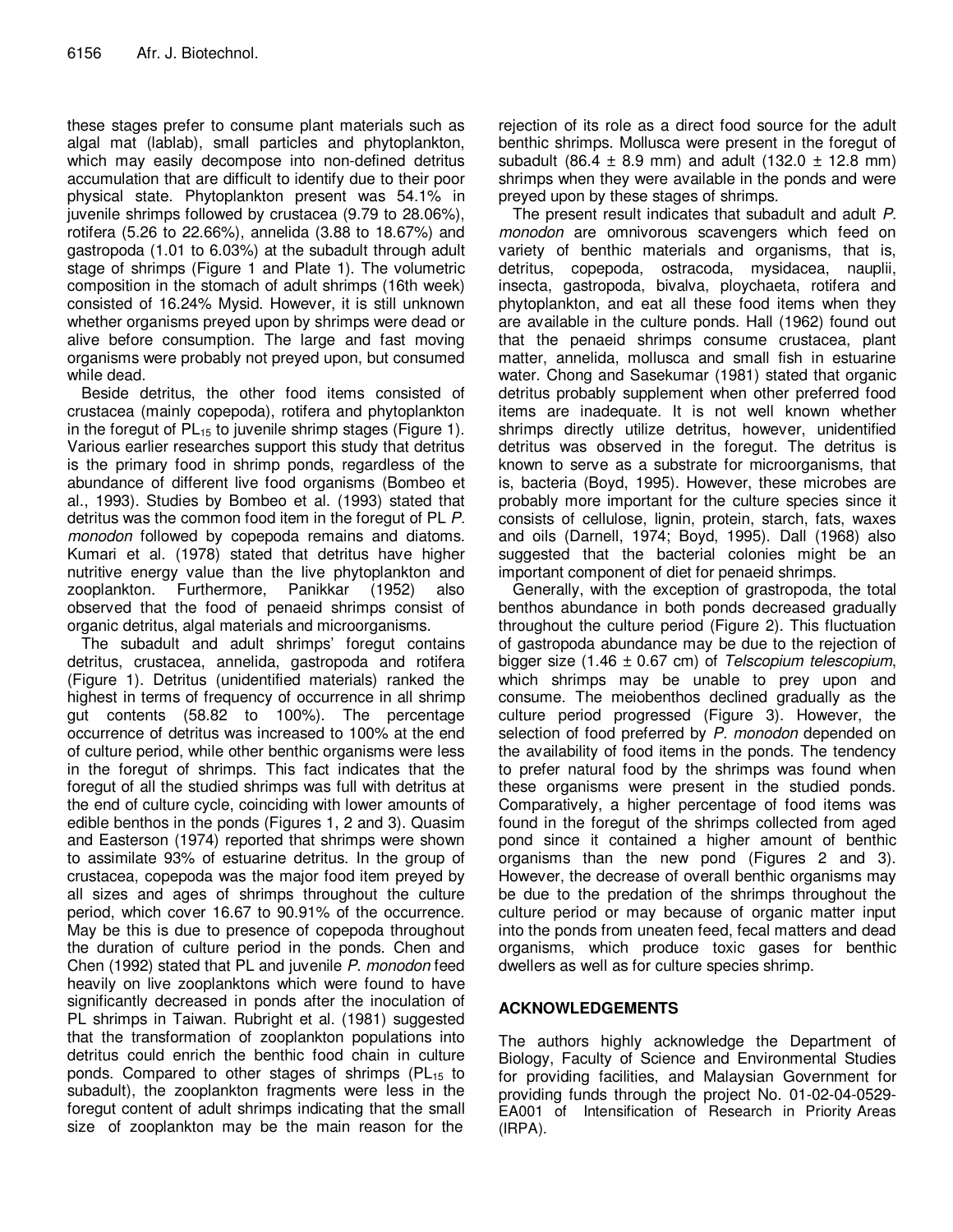these stages prefer to consume plant materials such as algal mat (lablab), small particles and phytoplankton, which may easily decompose into non-defined detritus accumulation that are difficult to identify due to their poor physical state. Phytoplankton present was 54.1% in juvenile shrimps followed by crustacea (9.79 to 28.06%), rotifera (5.26 to 22.66%), annelida (3.88 to 18.67%) and gastropoda (1.01 to 6.03%) at the subadult through adult stage of shrimps (Figure 1 and Plate 1). The volumetric composition in the stomach of adult shrimps (16th week) consisted of 16.24% Mysid. However, it is still unknown whether organisms preyed upon by shrimps were dead or alive before consumption. The large and fast moving organisms were probably not preyed upon, but consumed while dead.

Beside detritus, the other food items consisted of crustacea (mainly copepoda), rotifera and phytoplankton in the foregut of $PL_{15}$ to juvenile shrimp stages (Figure 1). Various earlier researches support this study that detritus is the primary food in shrimp ponds, regardless of the abundance of different live food organisms (Bombeo et al., 1993). Studies by Bombeo et al. (1993) stated that detritus was the common food item in the foregut of PL *P. monodon* followed by copepoda remains and diatoms. Kumari et al. (1978) stated that detritus have higher nutritive energy value than the live phytoplankton and zooplankton. Furthermore, Panikkar (1952) also observed that the food of penaeid shrimps consist of organic detritus, algal materials and microorganisms.

The subadult and adult shrimps' foregut contains detritus, crustacea, annelida, gastropoda and rotifera (Figure 1). Detritus (unidentified materials) ranked the highest in terms of frequency of occurrence in all shrimp gut contents (58.82 to 100%). The percentage occurrence of detritus was increased to 100% at the end of culture period, while other benthic organisms were less in the foregut of shrimps. This fact indicates that the foregut of all the studied shrimps was full with detritus at the end of culture cycle, coinciding with lower amounts of edible benthos in the ponds (Figures 1, 2 and 3). Quasim and Easterson (1974) reported that shrimps were shown to assimilate 93% of estuarine detritus. In the group of crustacea, copepoda was the major food item preyed by all sizes and ages of shrimps throughout the culture period, which cover 16.67 to 90.91% of the occurrence. May be this is due to presence of copepoda throughout the duration of culture period in the ponds. Chen and Chen (1992) stated that PL and juvenile *P. monodon* feed heavily on live zooplanktons which were found to have significantly decreased in ponds after the inoculation of PL shrimps in Taiwan. Rubright et al. (1981) suggested that the transformation of zooplankton populations into detritus could enrich the benthic food chain in culture ponds. Compared to other stages of shrimps ($PL_{15}$ to subadult), the zooplankton fragments were less in the foregut content of adult shrimps indicating that the small size of zooplankton may be the main reason for the rejection of its role as a direct food source for the adult benthic shrimps. Mollusca were present in the foregut of subadult (86.4 ± 8.9 mm) and adult (132.0 ± 12.8 mm) shrimps when they were available in the ponds and were preyed upon by these stages of shrimps.

The present result indicates that subadult and adult *P. monodon* are omnivorous scavengers which feed on variety of benthic materials and organisms, that is, detritus, copepoda, ostracoda, mysidacea, nauplii, insecta, gastropoda, bivalva, ploychaeta, rotifera and phytoplankton, and eat all these food items when they are available in the culture ponds. Hall (1962) found out that the penaeid shrimps consume crustacea, plant matter, annelida, mollusca and small fish in estuarine water. Chong and Sasekumar (1981) stated that organic detritus probably supplement when other preferred food items are inadequate. It is not well known whether shrimps directly utilize detritus, however, unidentified detritus was observed in the foregut. The detritus is known to serve as a substrate for microorganisms, that is, bacteria (Boyd, 1995). However, these microbes are probably more important for the culture species since it consists of cellulose, lignin, protein, starch, fats, waxes and oils (Darnell, 1974; Boyd, 1995). Dall (1968) also suggested that the bacterial colonies might be an important component of diet for penaeid shrimps.

Generally, with the exception of grastropoda, the total benthos abundance in both ponds decreased gradually throughout the culture period (Figure 2). This fluctuation of gastropoda abundance may be due to the rejection of bigger size (1.46 ± 0.67 cm) of *Telscopium telescopium*, which shrimps may be unable to prey upon and consume. The meiobenthos declined gradually as the culture period progressed (Figure 3). However, the selection of food preferred by *P. monodon* depended on the availability of food items in the ponds. The tendency to prefer natural food by the shrimps was found when these organisms were present in the studied ponds. Comparatively, a higher percentage of food items was found in the foregut of the shrimps collected from aged pond since it contained a higher amount of benthic organisms than the new pond (Figures 2 and 3). However, the decrease of overall benthic organisms may be due to the predation of the shrimps throughout the culture period or may because of organic matter input into the ponds from uneaten feed, fecal matters and dead organisms, which produce toxic gases for benthic dwellers as well as for culture species shrimp.

## ACKNOWLEDGEMENTS

The authors highly acknowledge the Department of Biology, Faculty of Science and Environmental Studies for providing facilities, and Malaysian Government for providing funds through the project No. 01-02-04-0529-EA001 of Intensification of Research in Priority Areas (IRPA).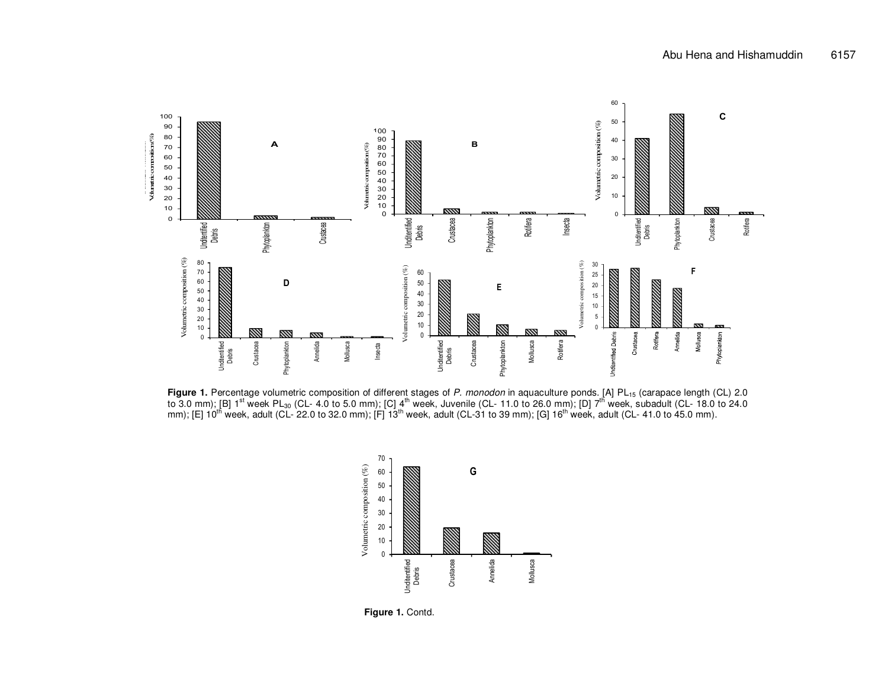**Figure 1.** Percentage volumetric composition of different stages of *P. monodon* in aquaculture ponds. [A] $PL_{15}$ (carapace length (CL) 2.0 to 3.0 mm); [B] 1st week $PL_{30}$ (CL- 4.0 to 5.0 mm); [C] 4th week, Juvenile (CL- 11.0 to 26.0 mm); [D] 7th week, subadult (CL- 18.0 to 24.0 mm); [E] 10th week, adult (CL- 22.0 to 32.0 mm); [F] 13th week, adult (CL-31 to 39 mm); [G] 16th week, adult (CL- 41.0 to 45.0 mm).

**Figure 1.** Contd.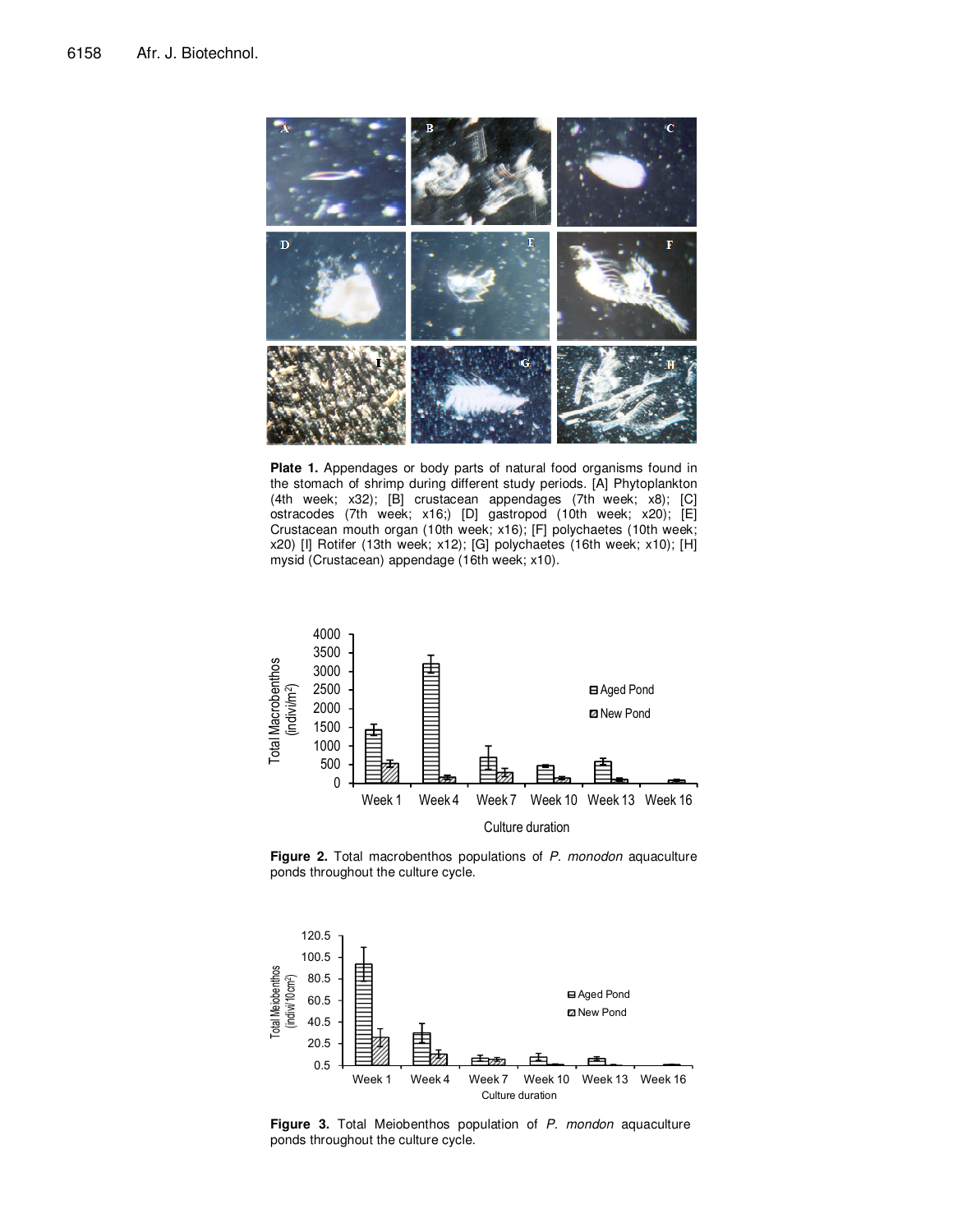**Plate 1.** Appendages or body parts of natural food organisms found in the stomach of shrimp during different study periods. [A] Phytoplankton (4th week; x32); [B] crustacean appendages (7th week; x8); [C] ostracodes (7th week; x16;) [D] gastropod (10th week; x20); [E] Crustacean mouth organ (10th week; x16); [F] polychaetes (10th week; x20) [I] Rotifer (13th week; x12); [G] polychaetes (16th week; x10); [H] mysid (Crustacean) appendage (16th week; x10).

**Figure 2.** Total macrobenthos populations of *P. monodon* aquaculture ponds throughout the culture cycle.

**Figure 3.** Total Meiobenthos population of *P. mondon* aquaculture ponds throughout the culture cycle.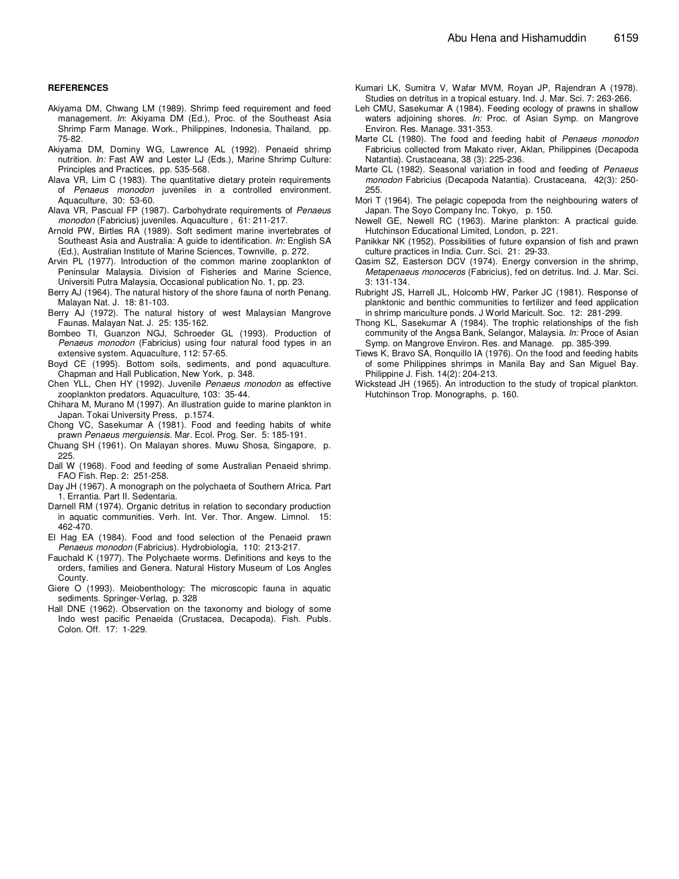**REFERENCES**

Akiyama DM, Chwang LM (1989). Shrimp feed requirement and feed management. *In*: Akiyama DM (Ed.), Proc. of the Southeast Asia Shrimp Farm Manage. Work., Philippines, Indonesia, Thailand, pp. 75-82.

Akiyama DM, Dominy WG, Lawrence AL (1992). Penaeid shrimp nutrition. *In:* Fast AW and Lester LJ (Eds.), Marine Shrimp Culture: Principles and Practices, pp. 535-568.

Alava VR, Lim C (1983). The quantitative dietary protein requirements of *Penaeus monodon* juveniles in a controlled environment. Aquaculture, 30: 53-60.

Alava VR, Pascual FP (1987). Carbohydrate requirements of *Penaeus monodon* (Fabricius) juveniles. Aquaculture , 61: 211-217.

Arnold PW, Birtles RA (1989). Soft sediment marine invertebrates of Southeast Asia and Australia: A guide to identification. *In:* English SA (Ed.), Australian Institute of Marine Sciences, Townville, p. 272.

Arvin PL (1977). Introduction of the common marine zooplankton of Peninsular Malaysia. Division of Fisheries and Marine Science, Universiti Putra Malaysia, Occasional publication No. 1, pp. 23.

Berry AJ (1964). The natural history of the shore fauna of north Penang. Malayan Nat. J. 18: 81-103.

Berry AJ (1972). The natural history of west Malaysian Mangrove Faunas. Malayan Nat. J. 25: 135-162.

Bombeo TI, Guanzon NGJ, Schroeder GL (1993). Production of *Penaeus monodon* (Fabricius) using four natural food types in an extensive system. Aquaculture, 112: 57-65.

Boyd CE (1995). Bottom soils, sediments, and pond aquaculture. Chapman and Hall Publication, New York, p. 348.

Chen YLL, Chen HY (1992). Juvenile *Penaeus monodon* as effective zooplankton predators. Aquaculture, 103: 35-44.

Chihara M, Murano M (1997). An illustration guide to marine plankton in Japan. Tokai University Press, p.1574.

Chong VC, Sasekumar A (1981). Food and feeding habits of white prawn *Penaeus merguiensis.* Mar. Ecol. Prog. Ser. 5: 185-191.

Chuang SH (1961). On Malayan shores. Muwu Shosa, Singapore, p. 225.

Dall W (1968). Food and feeding of some Australian Penaeid shrimp. FAO Fish. Rep. 2: 251-258.

Day JH (1967). A monograph on the polychaeta of Southern Africa. Part 1. Errantia. Part II. Sedentaria.

Darnell RM (1974). Organic detritus in relation to secondary production in aquatic communities. Verh. Int. Ver. Thor. Angew. Limnol. 15: 462-470.

El Hag EA (1984). Food and food selection of the Penaeid prawn *Penaeus monodon* (Fabricius). Hydrobiologia, 110: 213-217.

Fauchald K (1977). The Polychaete worms. Definitions and keys to the orders, families and Genera. Natural History Museum of Los Angles County.

Giere O (1993). Meiobenthology: The microscopic fauna in aquatic sediments. Springer-Verlag, p. 328

Hall DNE (1962). Observation on the taxonomy and biology of some Indo west pacific Penaeida (Crustacea, Decapoda). Fish. Publs. Colon. Off. 17: 1-229.

Kumari LK, Sumitra V, Wafar MVM, Royan JP, Rajendran A (1978). Studies on detritus in a tropical estuary. Ind. J. Mar. Sci. 7: 263-266.

Leh CMU, Sasekumar A (1984). Feeding ecology of prawns in shallow waters adjoining shores. *In:* Proc. of Asian Symp. on Mangrove Environ. Res. Manage. 331-353.

Marte CL (1980). The food and feeding habit of *Penaeus monodon* Fabricius collected from Makato river, Aklan, Philippines (Decapoda Natantia). Crustaceana, 38 (3): 225-236.

Marte CL (1982). Seasonal variation in food and feeding of *Penaeus monodon* Fabricius (Decapoda Natantia). Crustaceana, 42(3): 250-255.

Mori T (1964). The pelagic copepoda from the neighbouring waters of Japan. The Soyo Company Inc. Tokyo, p. 150.

Newell GE, Newell RC (1963). Marine plankton: A practical guide. Hutchinson Educational Limited, London, p. 221.

Panikkar NK (1952). Possibilities of future expansion of fish and prawn culture practices in India. Curr. Sci. 21: 29-33.

Qasim SZ, Easterson DCV (1974). Energy conversion in the shrimp, *Metapenaeus monoceros* (Fabricius), fed on detritus. Ind. J. Mar. Sci. 3: 131-134.

Rubright JS, Harrell JL, Holcomb HW, Parker JC (1981). Response of planktonic and benthic communities to fertilizer and feed application in shrimp mariculture ponds. J World Maricult. Soc. 12: 281-299.

Thong KL, Sasekumar A (1984). The trophic relationships of the fish community of the Angsa Bank, Selangor, Malaysia. *In:* Proce of Asian Symp. on Mangrove Environ. Res. and Manage. pp. 385-399.

Tiews K, Bravo SA, Ronquillo IA (1976). On the food and feeding habits of some Philippines shrimps in Manila Bay and San Miguel Bay. Philippine J. Fish. 14(2): 204-213.

Wickstead JH (1965). An introduction to the study of tropical plankton. Hutchinson Trop. Monographs, p. 160.